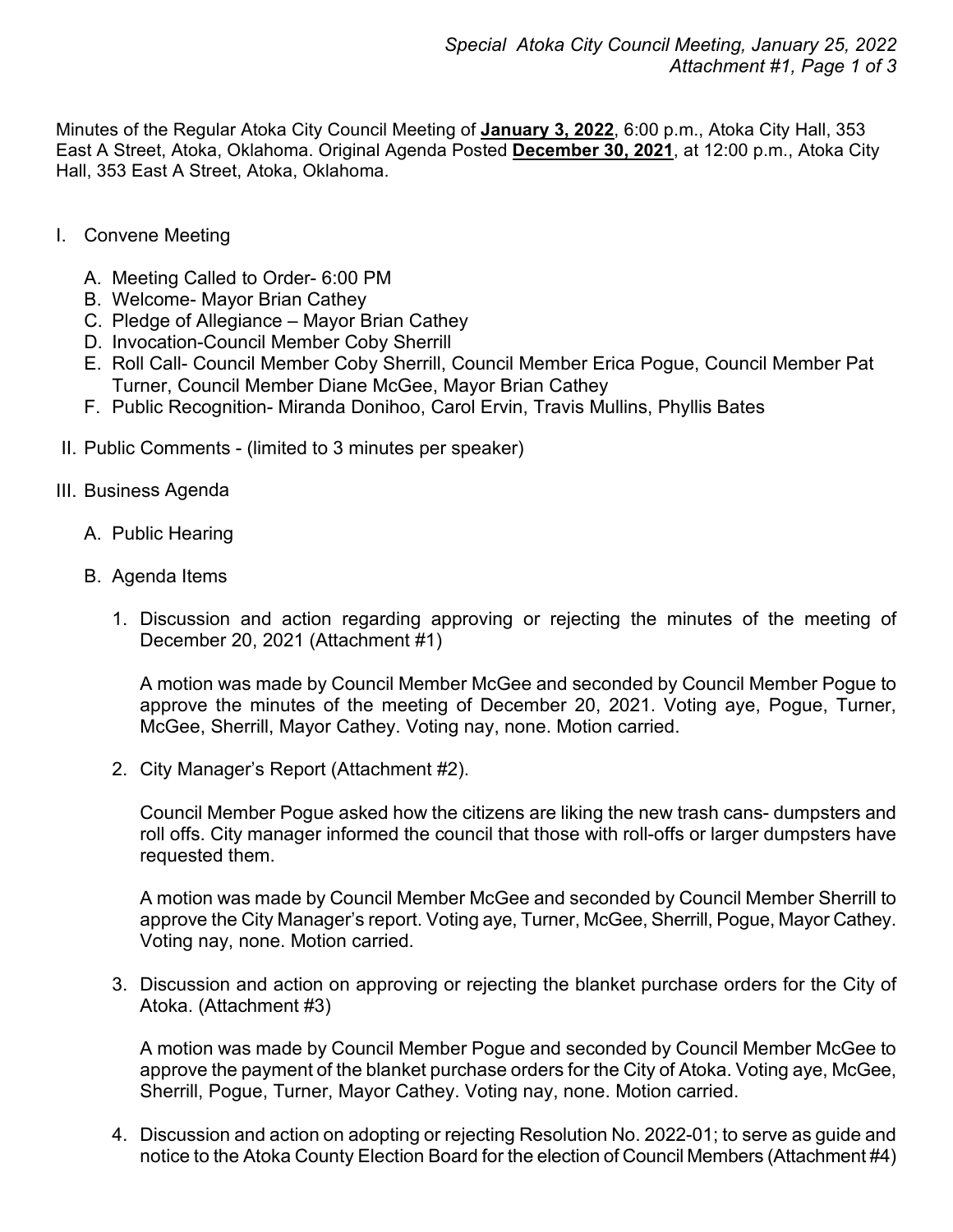Minutes of the Regular Atoka City Council Meeting of **January 3, 2022**, 6:00 p.m., Atoka City Hall, 353 East A Street, Atoka, Oklahoma. Original Agenda Posted **December 30, 2021**, at 12:00 p.m., Atoka City Hall, 353 East A Street, Atoka, Oklahoma.

I. Convene Meeting

   A. Meeting Called to Order- 6:00 PM
   B. Welcome- Mayor Brian Cathey
   C. Pledge of Allegiance – Mayor Brian Cathey
   D. Invocation-Council Member Coby Sherrill
   E. Roll Call- Council Member Coby Sherrill, Council Member Erica Pogue, Council Member Pat Turner, Council Member Diane McGee, Mayor Brian Cathey
   F. Public Recognition- Miranda Donihoo, Carol Ervin, Travis Mullins, Phyllis Bates

II. Public Comments - (limited to 3 minutes per speaker)

III. Business Agenda

   A. Public Hearing

   B. Agenda Items

      1. Discussion and action regarding approving or rejecting the minutes of the meeting of December 20, 2021 (Attachment #1)

         A motion was made by Council Member McGee and seconded by Council Member Pogue to approve the minutes of the meeting of December 20, 2021. Voting aye, Pogue, Turner, McGee, Sherrill, Mayor Cathey. Voting nay, none. Motion carried.

      2. City Manager's Report (Attachment #2).

         Council Member Pogue asked how the citizens are liking the new trash cans- dumpsters and roll offs. City manager informed the council that those with roll-offs or larger dumpsters have requested them.

         A motion was made by Council Member McGee and seconded by Council Member Sherrill to approve the City Manager's report. Voting aye, Turner, McGee, Sherrill, Pogue, Mayor Cathey. Voting nay, none. Motion carried.

      3. Discussion and action on approving or rejecting the blanket purchase orders for the City of Atoka. (Attachment #3)

         A motion was made by Council Member Pogue and seconded by Council Member McGee to approve the payment of the blanket purchase orders for the City of Atoka. Voting aye, McGee, Sherrill, Pogue, Turner, Mayor Cathey. Voting nay, none. Motion carried.

      4. Discussion and action on adopting or rejecting Resolution No. 2022-01; to serve as guide and notice to the Atoka County Election Board for the election of Council Members (Attachment #4)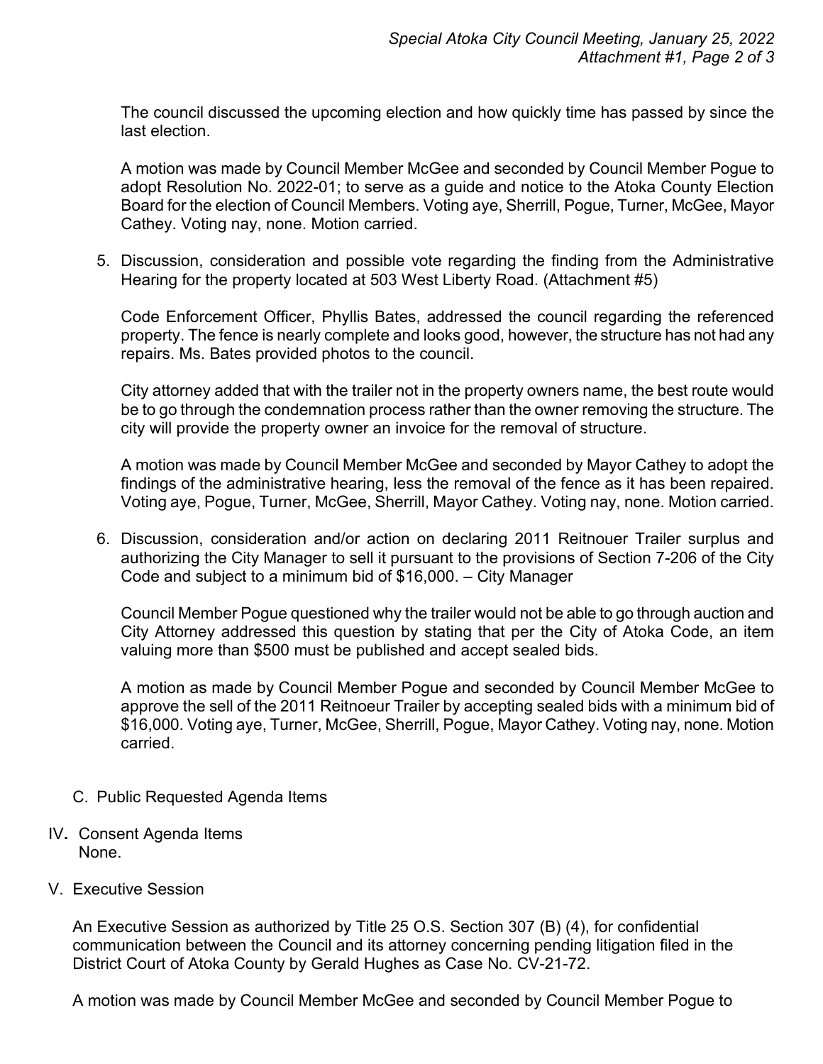The council discussed the upcoming election and how quickly time has passed by since the last election.

A motion was made by Council Member McGee and seconded by Council Member Pogue to adopt Resolution No. 2022-01; to serve as a guide and notice to the Atoka County Election Board for the election of Council Members. Voting aye, Sherrill, Pogue, Turner, McGee, Mayor Cathey. Voting nay, none. Motion carried.

5. Discussion, consideration and possible vote regarding the finding from the Administrative Hearing for the property located at 503 West Liberty Road. (Attachment #5)

   Code Enforcement Officer, Phyllis Bates, addressed the council regarding the referenced property. The fence is nearly complete and looks good, however, the structure has not had any repairs. Ms. Bates provided photos to the council.

   City attorney added that with the trailer not in the property owners name, the best route would be to go through the condemnation process rather than the owner removing the structure. The city will provide the property owner an invoice for the removal of structure.

   A motion was made by Council Member McGee and seconded by Mayor Cathey to adopt the findings of the administrative hearing, less the removal of the fence as it has been repaired. Voting aye, Pogue, Turner, McGee, Sherrill, Mayor Cathey. Voting nay, none. Motion carried.

6. Discussion, consideration and/or action on declaring 2011 Reitnouer Trailer surplus and authorizing the City Manager to sell it pursuant to the provisions of Section 7-206 of the City Code and subject to a minimum bid of $16,000. – City Manager

   Council Member Pogue questioned why the trailer would not be able to go through auction and City Attorney addressed this question by stating that per the City of Atoka Code, an item valuing more than $500 must be published and accept sealed bids.

   A motion as made by Council Member Pogue and seconded by Council Member McGee to approve the sell of the 2011 Reitnoeur Trailer by accepting sealed bids with a minimum bid of $16,000. Voting aye, Turner, McGee, Sherrill, Pogue, Mayor Cathey. Voting nay, none. Motion carried.

C. Public Requested Agenda Items

IV. Consent Agenda Items
None.

V. Executive Session

An Executive Session as authorized by Title 25 O.S. Section 307 (B) (4), for confidential communication between the Council and its attorney concerning pending litigation filed in the District Court of Atoka County by Gerald Hughes as Case No. CV-21-72.

A motion was made by Council Member McGee and seconded by Council Member Pogue to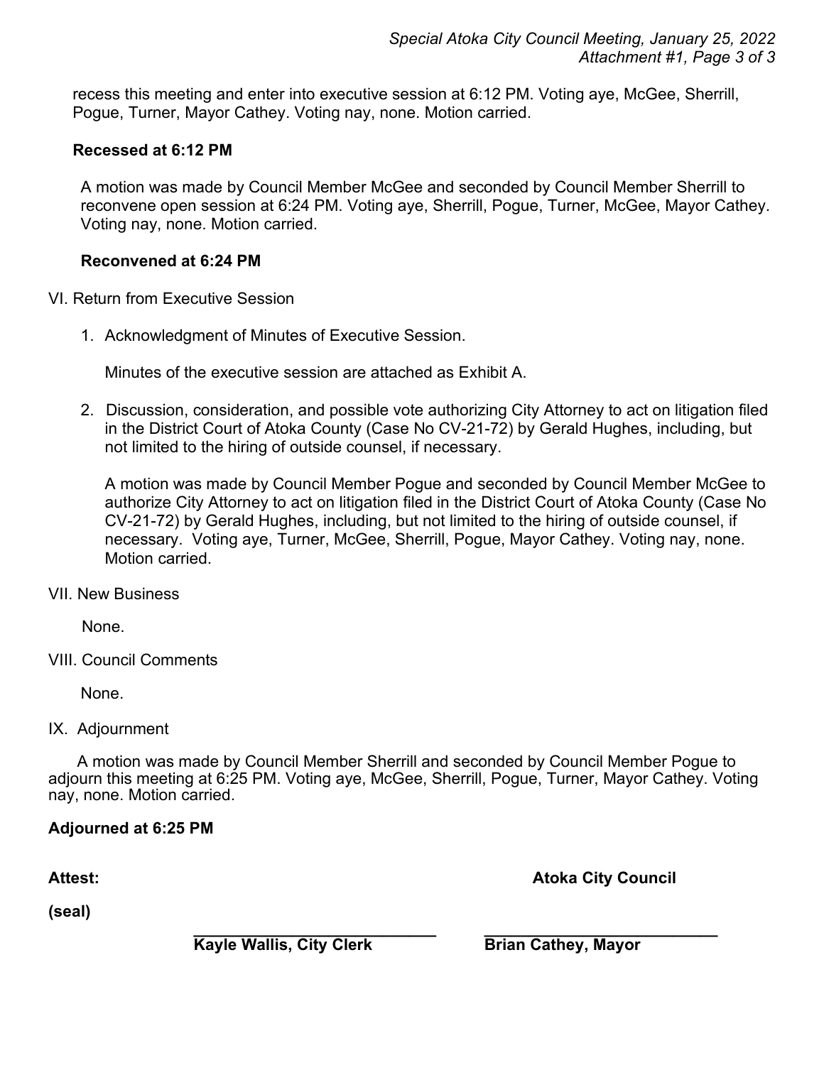recess this meeting and enter into executive session at 6:12 PM. Voting aye, McGee, Sherrill, Pogue, Turner, Mayor Cathey. Voting nay, none. Motion carried.

**Recessed at 6:12 PM**

A motion was made by Council Member McGee and seconded by Council Member Sherrill to reconvene open session at 6:24 PM. Voting aye, Sherrill, Pogue, Turner, McGee, Mayor Cathey. Voting nay, none. Motion carried.

**Reconvened at 6:24 PM**

VI. Return from Executive Session

1. Acknowledgment of Minutes of Executive Session.

   Minutes of the executive session are attached as Exhibit A.

2. Discussion, consideration, and possible vote authorizing City Attorney to act on litigation filed in the District Court of Atoka County (Case No CV-21-72) by Gerald Hughes, including, but not limited to the hiring of outside counsel, if necessary.

   A motion was made by Council Member Pogue and seconded by Council Member McGee to authorize City Attorney to act on litigation filed in the District Court of Atoka County (Case No CV-21-72) by Gerald Hughes, including, but not limited to the hiring of outside counsel, if necessary. Voting aye, Turner, McGee, Sherrill, Pogue, Mayor Cathey. Voting nay, none. Motion carried.

VII. New Business

None.

VIII. Council Comments

None.

IX. Adjournment

A motion was made by Council Member Sherrill and seconded by Council Member Pogue to adjourn this meeting at 6:25 PM. Voting aye, McGee, Sherrill, Pogue, Turner, Mayor Cathey. Voting nay, none. Motion carried.

**Adjourned at 6:25 PM**

**Attest:** **Atoka City Council**

**(seal)**

**Kayle Wallis, City Clerk** **Brian Cathey, Mayor**